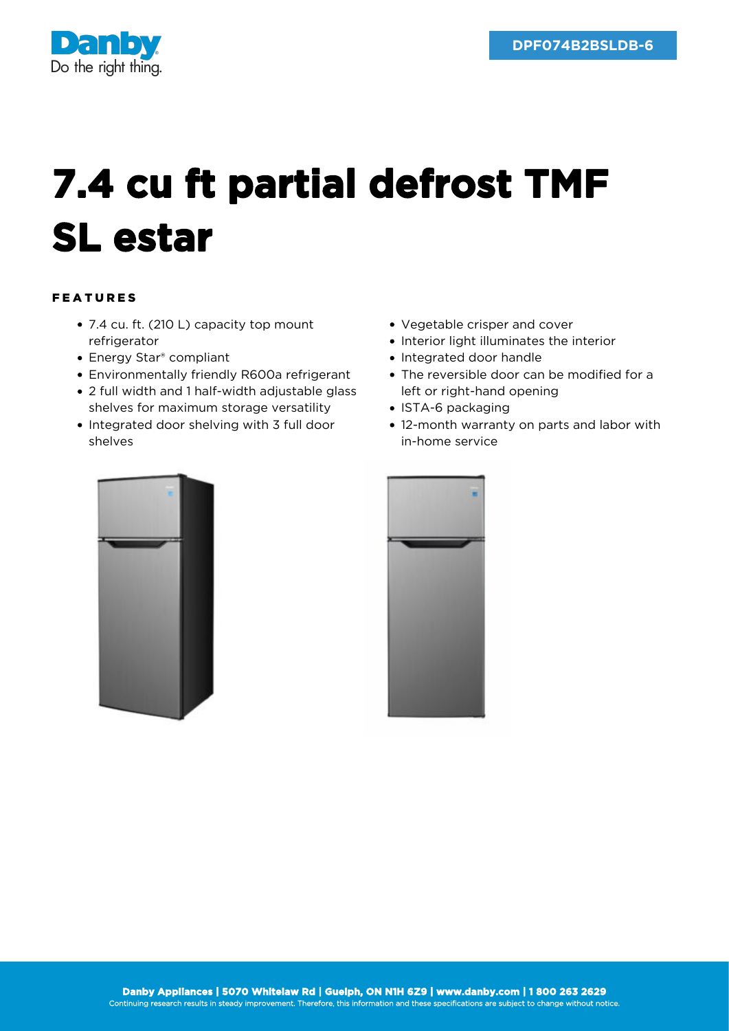Danby
Do the right thing.

DPF074B2BSLDB-6

# 7.4 cu ft partial defrost TMF SL estar

## FEATURES

- 7.4 cu. ft. (210 L) capacity top mount refrigerator
- Energy Star® compliant
- Environmentally friendly R600a refrigerant
- 2 full width and 1 half-width adjustable glass shelves for maximum storage versatility
- Integrated door shelving with 3 full door shelves
- Vegetable crisper and cover
- Interior light illuminates the interior
- Integrated door handle
- The reversible door can be modified for a left or right-hand opening
- ISTA-6 packaging
- 12-month warranty on parts and labor with in-home service

**Danby Appliances | 5070 Whitelaw Rd | Guelph, ON N1H 6Z9 | www.danby.com | 1 800 263 2629**
Continuing research results in steady improvement. Therefore, this information and these specifications are subject to change without notice.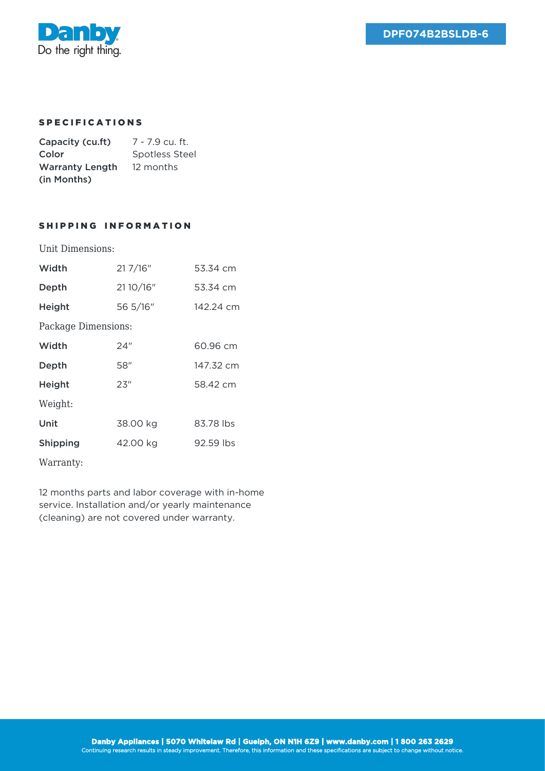DPF074B2BSLDB-6

## SPECIFICATIONS

| | |
|---|---|
| **Capacity (cu.ft)** | 7 - 7.9 cu. ft. |
| **Color** | Spotless Steel |
| **Warranty Length (in Months)** | 12 months |

## SHIPPING INFORMATION

Unit Dimensions:

| | | |
|---|---|---|
| **Width** | 21 7/16" | 53.34 cm |
| **Depth** | 21 10/16" | 53.34 cm |
| **Height** | 56 5/16" | 142.24 cm |

Package Dimensions:

| | | |
|---|---|---|
| **Width** | 24" | 60.96 cm |
| **Depth** | 58" | 147.32 cm |
| **Height** | 23" | 58.42 cm |

Weight:

| | | |
|---|---|---|
| **Unit** | 38.00 kg | 83.78 lbs |
| **Shipping** | 42.00 kg | 92.59 lbs |

Warranty:

12 months parts and labor coverage with in-home service. Installation and/or yearly maintenance (cleaning) are not covered under warranty.